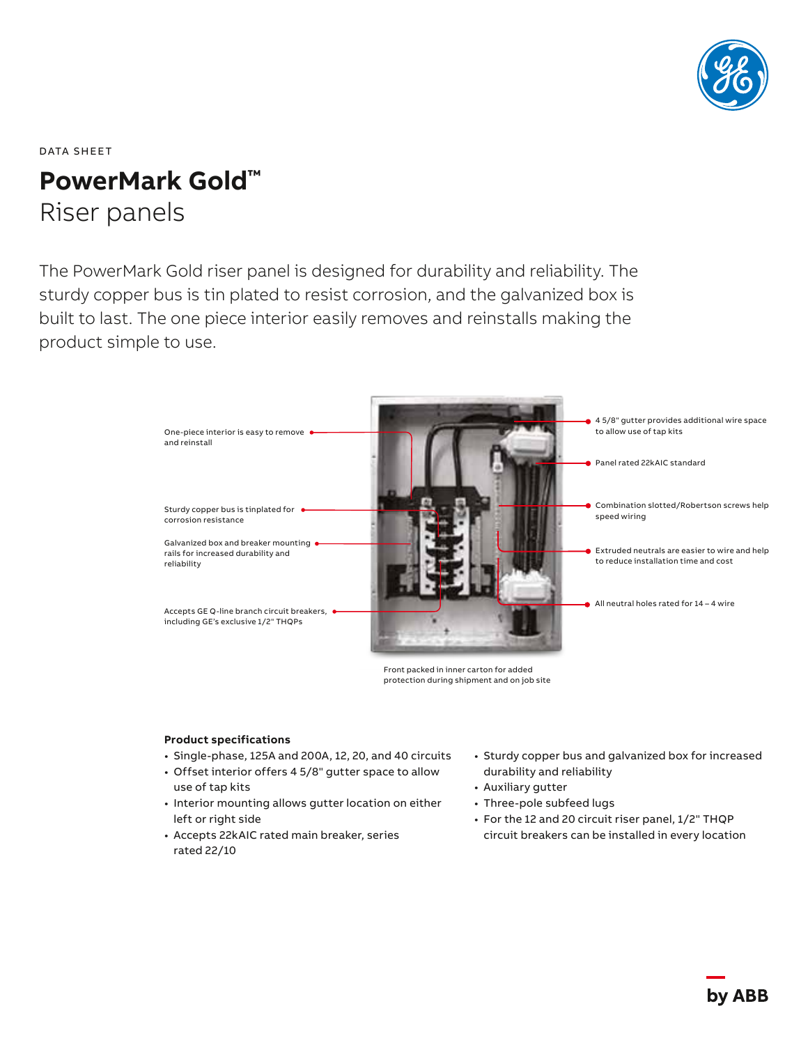DATA SHEET

# PowerMark Gold™

## Riser panels

The PowerMark Gold riser panel is designed for durability and reliability. The sturdy copper bus is tin plated to resist corrosion, and the galvanized box is built to last. The one piece interior easily removes and reinstalls making the product simple to use.

One-piece interior is easy to remove and reinstall

Sturdy copper bus is tinplated for corrosion resistance

Galvanized box and breaker mounting rails for increased durability and reliability

Accepts GE Q-line branch circuit breakers, including GE's exclusive 1/2" THQPs

4 5/8" gutter provides additional wire space to allow use of tap kits

Panel rated 22kAIC standard

Combination slotted/Robertson screws help speed wiring

Extruded neutrals are easier to wire and help to reduce installation time and cost

All neutral holes rated for 14 – 4 wire

Front packed in inner carton for added protection during shipment and on job site

### Product specifications

- Single-phase, 125A and 200A, 12, 20, and 40 circuits
- Offset interior offers 4 5/8" gutter space to allow use of tap kits
- Interior mounting allows gutter location on either left or right side
- Accepts 22kAIC rated main breaker, series rated 22/10
- Sturdy copper bus and galvanized box for increased durability and reliability
- Auxiliary gutter
- Three-pole subfeed lugs
- For the 12 and 20 circuit riser panel, 1/2" THQP circuit breakers can be installed in every location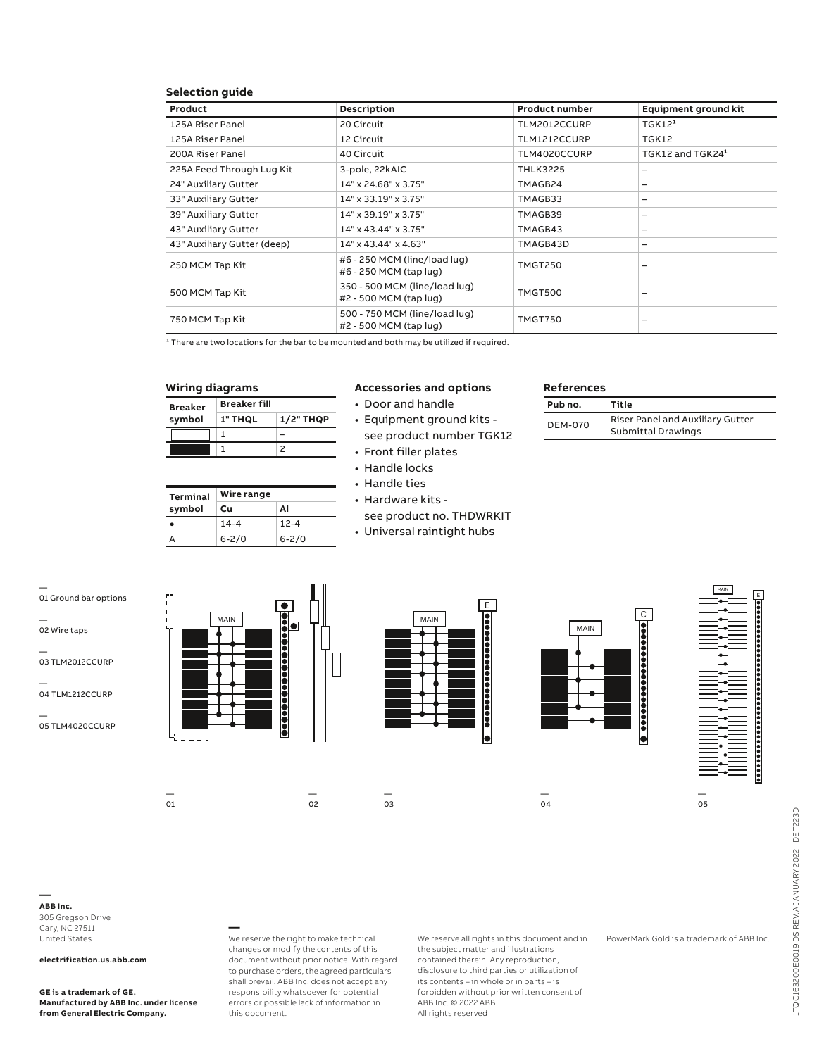## Selection guide

| Product | Description | Product number | Equipment ground kit |
|---|---|---|---|
| 125A Riser Panel | 20 Circuit | TLM2012CCURP | TGK12[1] |
| 125A Riser Panel | 12 Circuit | TLM1212CCURP | TGK12 |
| 200A Riser Panel | 40 Circuit | TLM4020CCURP | TGK12 and TGK24[1] |
| 225A Feed Through Lug Kit | 3-pole, 22kAIC | THLK3225 | – |
| 24" Auxiliary Gutter | 14" x 24.68" x 3.75" | TMAGB24 | – |
| 33" Auxiliary Gutter | 14" x 33.19" x 3.75" | TMAGB33 | – |
| 39" Auxiliary Gutter | 14" x 39.19" x 3.75" | TMAGB39 | – |
| 43" Auxiliary Gutter | 14" x 43.44" x 3.75" | TMAGB43 | – |
| 43" Auxiliary Gutter (deep) | 14" x 43.44" x 4.63" | TMAGB43D | – |
| 250 MCM Tap Kit | #6 - 250 MCM (line/load lug)<br>#6 - 250 MCM (tap lug) | TMGT250 | – |
| 500 MCM Tap Kit | 350 - 500 MCM (line/load lug)<br>#2 - 500 MCM (tap lug) | TMGT500 | – |
| 750 MCM Tap Kit | 500 - 750 MCM (line/load lug)<br>#2 - 500 MCM (tap lug) | TMGT750 | – |

[1] There are two locations for the bar to be mounted and both may be utilized if required.

## Wiring diagrams

| Breaker symbol | Breaker fill | |
|---|---|---|
| | 1" THQL | 1/2" THQP |
| (white) | 1 | – |
| (black) | 1 | 2 |

| Terminal symbol | Wire range | |
|---|---|---|
| | Cu | Al |
| • | 14-4 | 12-4 |
| A | 6-2/0 | 6-2/0 |

## Accessories and options

- Door and handle
- Equipment ground kits - see product number TGK12
- Front filler plates
- Handle locks
- Handle ties
- Hardware kits - see product no. THDWRKIT
- Universal raintight hubs

## References

| Pub no. | Title |
|---|---|
| DEM-070 | Riser Panel and Auxiliary Gutter Submittal Drawings |

01 Ground bar options

02 Wire taps

03 TLM2012CCURP

04 TLM1212CCURP

05 TLM4020CCURP

MAIN

E

MAIN

E

MAIN

C

MAIN

E

01

02

03

04

05

**ABB Inc.**
305 Gregson Drive
Cary, NC 27511
United States

**electrification.us.abb.com**

**GE is a trademark of GE.**
**Manufactured by ABB Inc. under license from General Electric Company.**

We reserve the right to make technical changes or modify the contents of this document without prior notice. With regard to purchase orders, the agreed particulars shall prevail. ABB Inc. does not accept any responsibility whatsoever for potential errors or possible lack of information in this document.

We reserve all rights in this document and in the subject matter and illustrations contained therein. Any reproduction, disclosure to third parties or utilization of its contents – in whole or in parts – is forbidden without prior written consent of ABB Inc. © 2022 ABB
All rights reserved

PowerMark Gold is a trademark of ABB Inc.

1TQC163200E0019 DS REV.A JANUARY 2022 | DET223D